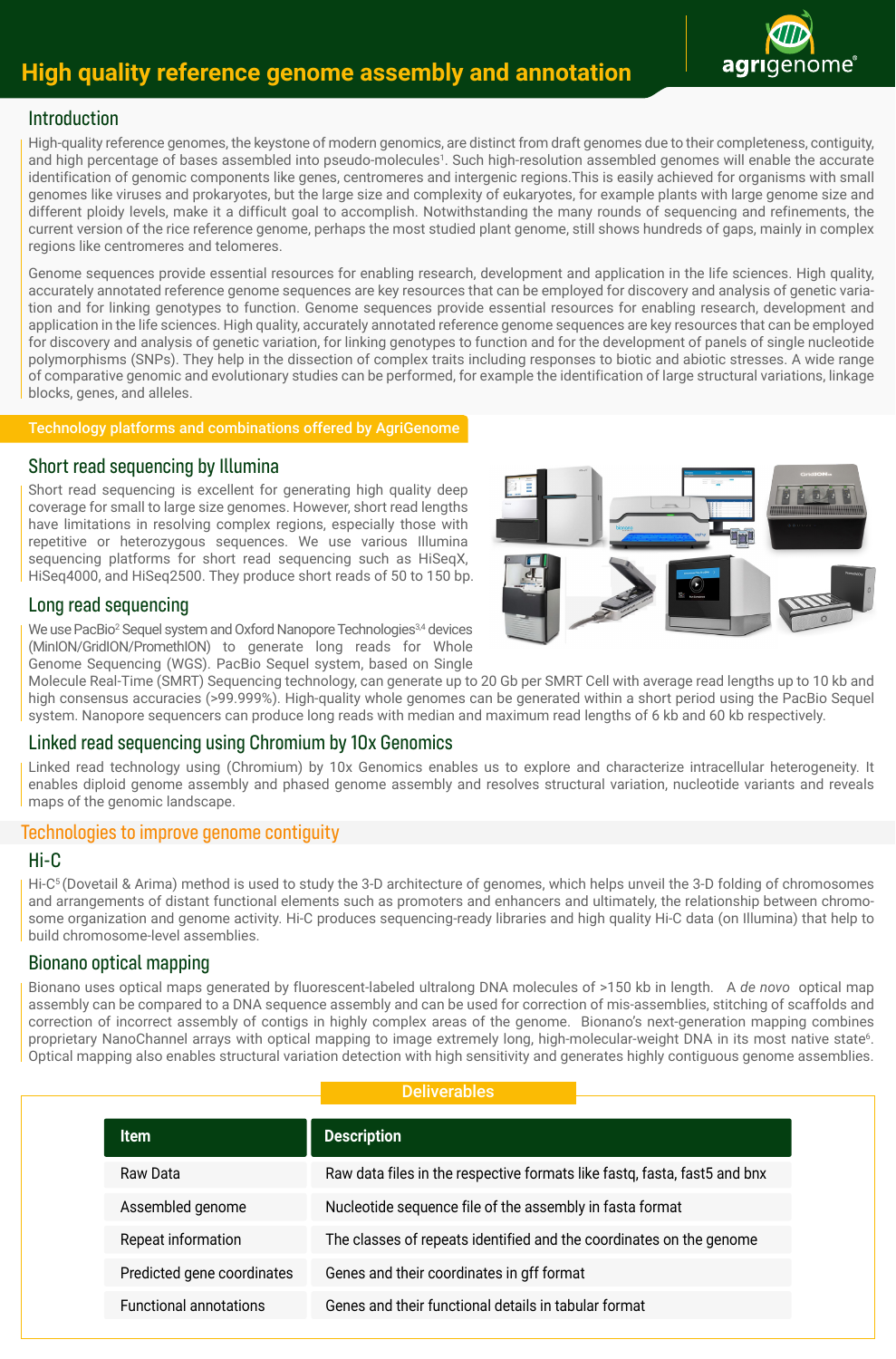# High quality reference genome assembly and annotation

## Introduction

High-quality reference genomes, the keystone of modern genomics, are distinct from draft genomes due to their completeness, contiguity, and high percentage of bases assembled into pseudo-molecules[1]. Such high-resolution assembled genomes will enable the accurate identification of genomic components like genes, centromeres and intergenic regions.This is easily achieved for organisms with small genomes like viruses and prokaryotes, but the large size and complexity of eukaryotes, for example plants with large genome size and different ploidy levels, make it a difficult goal to accomplish. Notwithstanding the many rounds of sequencing and refinements, the current version of the rice reference genome, perhaps the most studied plant genome, still shows hundreds of gaps, mainly in complex regions like centromeres and telomeres.

Genome sequences provide essential resources for enabling research, development and application in the life sciences. High quality, accurately annotated reference genome sequences are key resources that can be employed for discovery and analysis of genetic variation and for linking genotypes to function. Genome sequences provide essential resources for enabling research, development and application in the life sciences. High quality, accurately annotated reference genome sequences are key resources that can be employed for discovery and analysis of genetic variation, for linking genotypes to function and for the development of panels of single nucleotide polymorphisms (SNPs). They help in the dissection of complex traits including responses to biotic and abiotic stresses. A wide range of comparative genomic and evolutionary studies can be performed, for example the identification of large structural variations, linkage blocks, genes, and alleles.

## Technology platforms and combinations offered by AgriGenome

### Short read sequencing by Illumina

Short read sequencing is excellent for generating high quality deep coverage for small to large size genomes. However, short read lengths have limitations in resolving complex regions, especially those with repetitive or heterozygous sequences. We use various Illumina sequencing platforms for short read sequencing such as HiSeqX, HiSeq4000, and HiSeq2500. They produce short reads of 50 to 150 bp.

### Long read sequencing

We use PacBio[2] Sequel system and Oxford Nanopore Technologies[3,4] devices (MinION/GridION/PromethION) to generate long reads for Whole Genome Sequencing (WGS). PacBio Sequel system, based on Single Molecule Real-Time (SMRT) Sequencing technology, can generate up to 20 Gb per SMRT Cell with average read lengths up to 10 kb and high consensus accuracies (>99.999%). High-quality whole genomes can be generated within a short period using the PacBio Sequel system. Nanopore sequencers can produce long reads with median and maximum read lengths of 6 kb and 60 kb respectively.

### Linked read sequencing using Chromium by 10x Genomics

Linked read technology using (Chromium) by 10x Genomics enables us to explore and characterize intracellular heterogeneity. It enables diploid genome assembly and phased genome assembly and resolves structural variation, nucleotide variants and reveals maps of the genomic landscape.

## Technologies to improve genome contiguity

### Hi-C

Hi-C[5] (Dovetail & Arima) method is used to study the 3-D architecture of genomes, which helps unveil the 3-D folding of chromosomes and arrangements of distant functional elements such as promoters and enhancers and ultimately, the relationship between chromosome organization and genome activity. Hi-C produces sequencing-ready libraries and high quality Hi-C data (on Illumina) that help to build chromosome-level assemblies.

### Bionano optical mapping

Bionano uses optical maps generated by fluorescent-labeled ultralong DNA molecules of >150 kb in length. A *de novo* optical map assembly can be compared to a DNA sequence assembly and can be used for correction of mis-assemblies, stitching of scaffolds and correction of incorrect assembly of contigs in highly complex areas of the genome. Bionano's next-generation mapping combines proprietary NanoChannel arrays with optical mapping to image extremely long, high-molecular-weight DNA in its most native state[6]. Optical mapping also enables structural variation detection with high sensitivity and generates highly contiguous genome assemblies.

## Deliverables

| Item | Description |
|---|---|
| Raw Data | Raw data files in the respective formats like fastq, fasta, fast5 and bnx |
| Assembled genome | Nucleotide sequence file of the assembly in fasta format |
| Repeat information | The classes of repeats identified and the coordinates on the genome |
| Predicted gene coordinates | Genes and their coordinates in gff format |
| Functional annotations | Genes and their functional details in tabular format |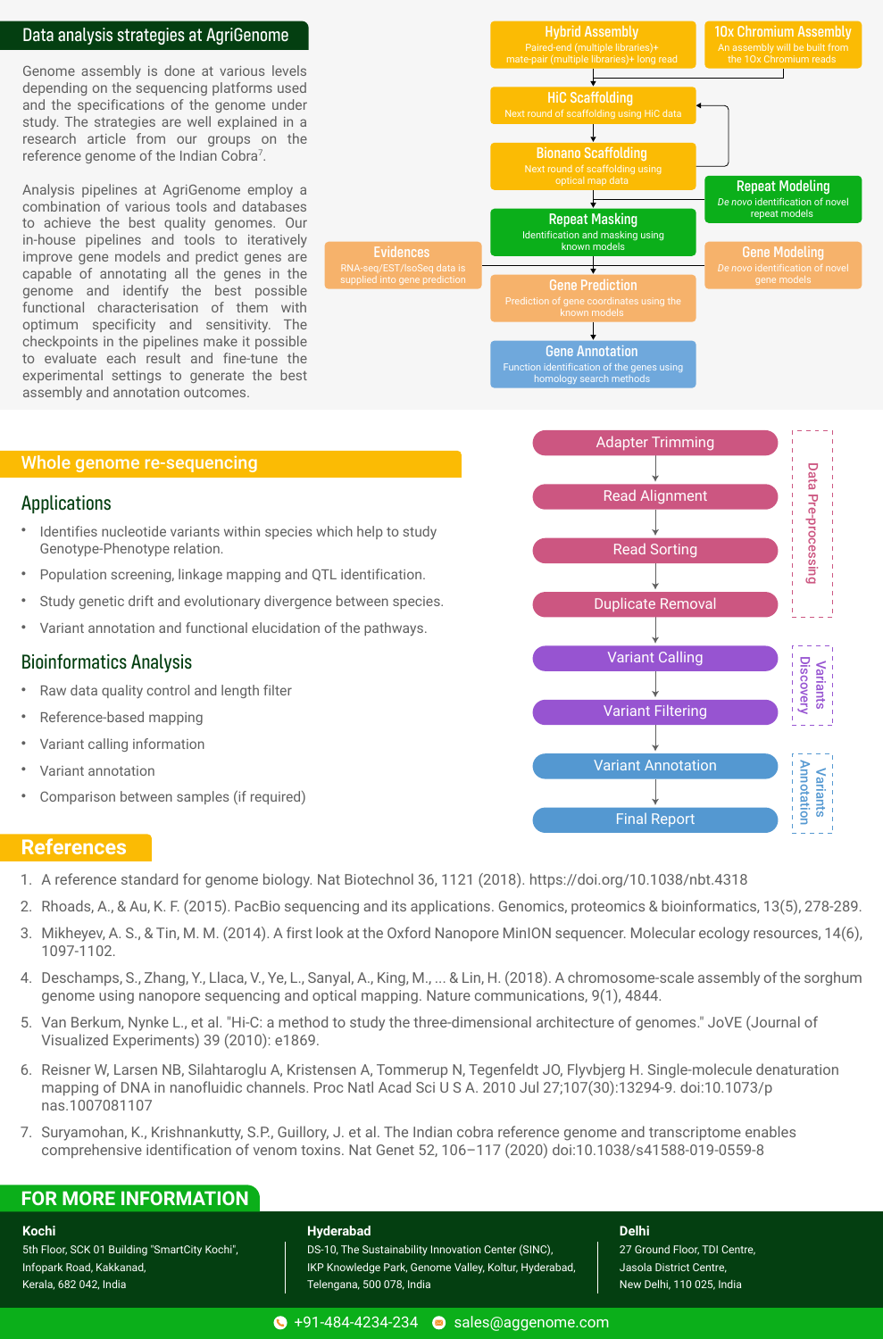## Data analysis strategies at AgriGenome

Genome assembly is done at various levels depending on the sequencing platforms used and the specifications of the genome under study. The strategies are well explained in a research article from our groups on the reference genome of the Indian Cobra[7].

Analysis pipelines at AgriGenome employ a combination of various tools and databases to achieve the best quality genomes. Our in-house pipelines and tools to iteratively improve gene models and predict genes are capable of annotating all the genes in the genome and identify the best possible functional characterisation of them with optimum specificity and sensitivity. The checkpoints in the pipelines make it possible to evaluate each result and fine-tune the experimental settings to generate the best assembly and annotation outcomes.

**Hybrid Assembly**
Paired-end (multiple libraries)+ mate-pair (multiple libraries)+ long read

**10x Chromium Assembly**
An assembly will be built from the 10x Chromium reads

**HiC Scaffolding**
Next round of scaffolding using HiC data

**Bionano Scaffolding**
Next round of scaffolding using optical map data

**Repeat Modeling**
*De novo* identification of novel repeat models

**Repeat Masking**
Identification and masking using known models

**Evidences**
RNA-seq/EST/IsoSeq data is supplied into gene prediction

**Gene Modeling**
*De novo* identification of novel gene models

**Gene Prediction**
Prediction of gene coordinates using the known models

**Gene Annotation**
Function identification of the genes using homology search methods

## Whole genome re-sequencing

### Applications

- Identifies nucleotide variants within species which help to study Genotype-Phenotype relation.
- Population screening, linkage mapping and QTL identification.
- Study genetic drift and evolutionary divergence between species.
- Variant annotation and functional elucidation of the pathways.

### Bioinformatics Analysis

- Raw data quality control and length filter
- Reference-based mapping
- Variant calling information
- Variant annotation
- Comparison between samples (if required)

Data Pre-processing:
Adapter Trimming
Read Alignment
Read Sorting
Duplicate Removal

Variants Discovery:
Variant Calling
Variant Filtering

Variants Annotation:
Variant Annotation
Final Report

## References

1. A reference standard for genome biology. Nat Biotechnol 36, 1121 (2018). https://doi.org/10.1038/nbt.4318
2. Rhoads, A., & Au, K. F. (2015). PacBio sequencing and its applications. Genomics, proteomics & bioinformatics, 13(5), 278-289.
3. Mikheyev, A. S., & Tin, M. M. (2014). A first look at the Oxford Nanopore MinION sequencer. Molecular ecology resources, 14(6), 1097-1102.
4. Deschamps, S., Zhang, Y., Llaca, V., Ye, L., Sanyal, A., King, M., ... & Lin, H. (2018). A chromosome-scale assembly of the sorghum genome using nanopore sequencing and optical mapping. Nature communications, 9(1), 4844.
5. Van Berkum, Nynke L., et al. "Hi-C: a method to study the three-dimensional architecture of genomes." JoVE (Journal of Visualized Experiments) 39 (2010): e1869.
6. Reisner W, Larsen NB, Silahtaroglu A, Kristensen A, Tommerup N, Tegenfeldt JO, Flyvbjerg H. Single-molecule denaturation mapping of DNA in nanofluidic channels. Proc Natl Acad Sci U S A. 2010 Jul 27;107(30):13294-9. doi:10.1073/p nas.1007081107
7. Suryamohan, K., Krishnankutty, S.P., Guillory, J. et al. The Indian cobra reference genome and transcriptome enables comprehensive identification of venom toxins. Nat Genet 52, 106–117 (2020) doi:10.1038/s41588-019-0559-8

## FOR MORE INFORMATION

**Kochi**
5th Floor, SCK 01 Building "SmartCity Kochi",
Infopark Road, Kakkanad,
Kerala, 682 042, India

**Hyderabad**
DS-10, The Sustainability Innovation Center (SINC),
IKP Knowledge Park, Genome Valley, Koltur, Hyderabad,
Telengana, 500 078, India

**Delhi**
27 Ground Floor, TDI Centre,
Jasola District Centre,
New Delhi, 110 025, India

+91-484-4234-234 sales@aggenome.com